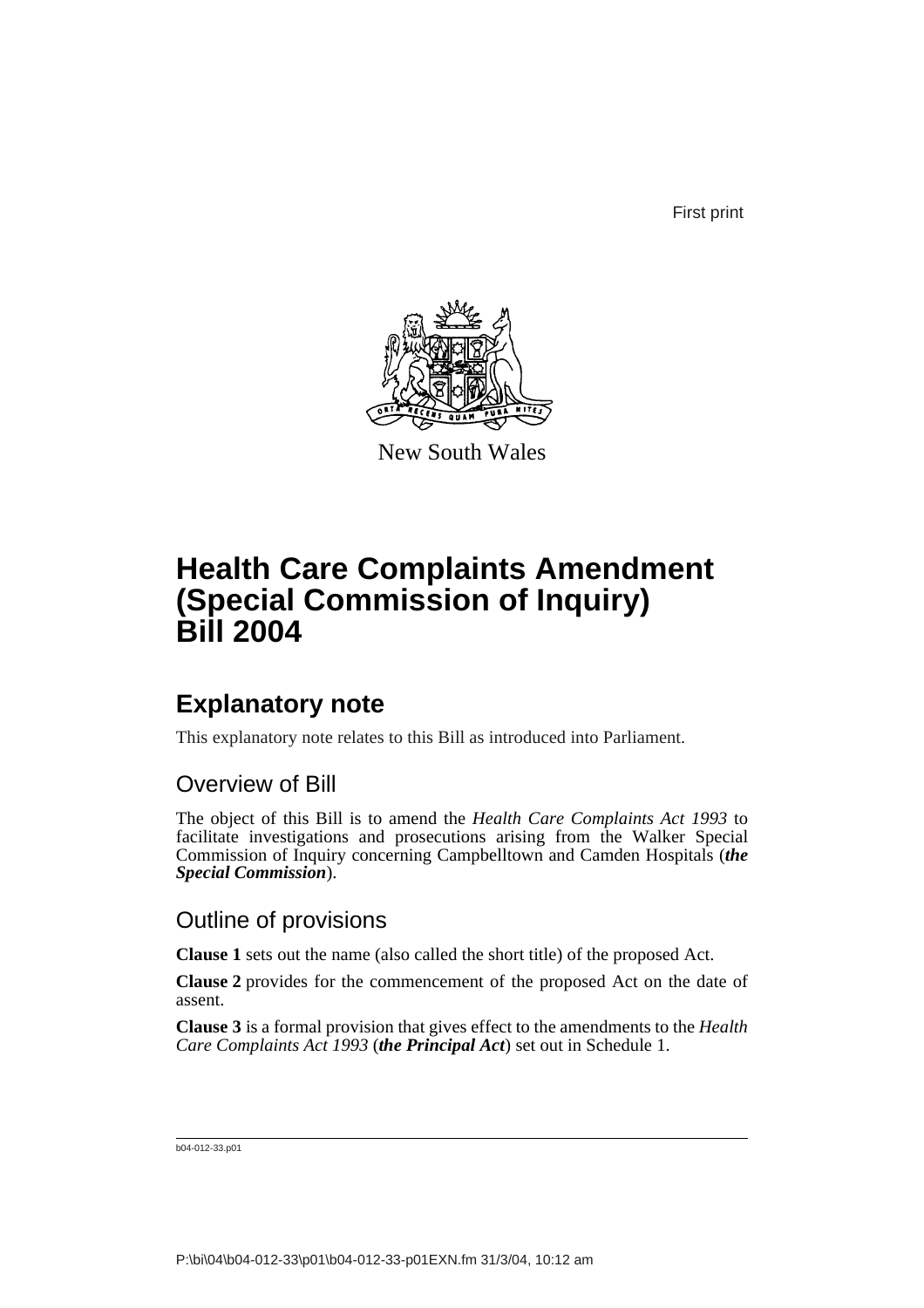First print

New South Wales

# Health Care Complaints Amendment (Special Commission of Inquiry) Bill 2004

## Explanatory note

This explanatory note relates to this Bill as introduced into Parliament.

### Overview of Bill

The object of this Bill is to amend the *Health Care Complaints Act 1993* to facilitate investigations and prosecutions arising from the Walker Special Commission of Inquiry concerning Campbelltown and Camden Hospitals (***the Special Commission***).

### Outline of provisions

**Clause 1** sets out the name (also called the short title) of the proposed Act.

**Clause 2** provides for the commencement of the proposed Act on the date of assent.

**Clause 3** is a formal provision that gives effect to the amendments to the *Health Care Complaints Act 1993* (***the Principal Act***) set out in Schedule 1.

b04-012-33.p01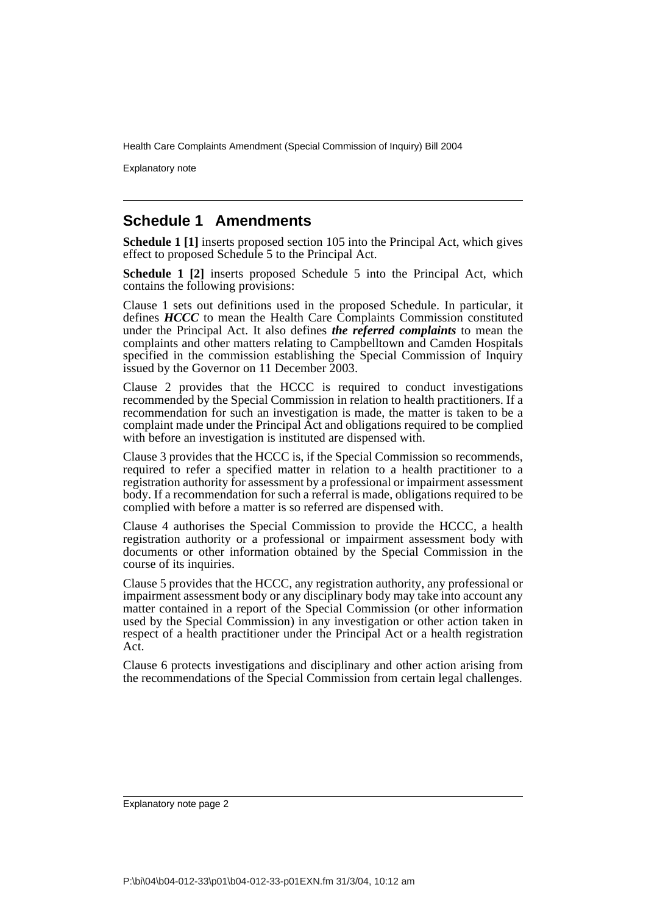## Schedule 1 Amendments

**Schedule 1 [1]** inserts proposed section 105 into the Principal Act, which gives effect to proposed Schedule 5 to the Principal Act.

**Schedule 1 [2]** inserts proposed Schedule 5 into the Principal Act, which contains the following provisions:

Clause 1 sets out definitions used in the proposed Schedule. In particular, it defines ***HCCC*** to mean the Health Care Complaints Commission constituted under the Principal Act. It also defines ***the referred complaints*** to mean the complaints and other matters relating to Campbelltown and Camden Hospitals specified in the commission establishing the Special Commission of Inquiry issued by the Governor on 11 December 2003.

Clause 2 provides that the HCCC is required to conduct investigations recommended by the Special Commission in relation to health practitioners. If a recommendation for such an investigation is made, the matter is taken to be a complaint made under the Principal Act and obligations required to be complied with before an investigation is instituted are dispensed with.

Clause 3 provides that the HCCC is, if the Special Commission so recommends, required to refer a specified matter in relation to a health practitioner to a registration authority for assessment by a professional or impairment assessment body. If a recommendation for such a referral is made, obligations required to be complied with before a matter is so referred are dispensed with.

Clause 4 authorises the Special Commission to provide the HCCC, a health registration authority or a professional or impairment assessment body with documents or other information obtained by the Special Commission in the course of its inquiries.

Clause 5 provides that the HCCC, any registration authority, any professional or impairment assessment body or any disciplinary body may take into account any matter contained in a report of the Special Commission (or other information used by the Special Commission) in any investigation or other action taken in respect of a health practitioner under the Principal Act or a health registration Act.

Clause 6 protects investigations and disciplinary and other action arising from the recommendations of the Special Commission from certain legal challenges.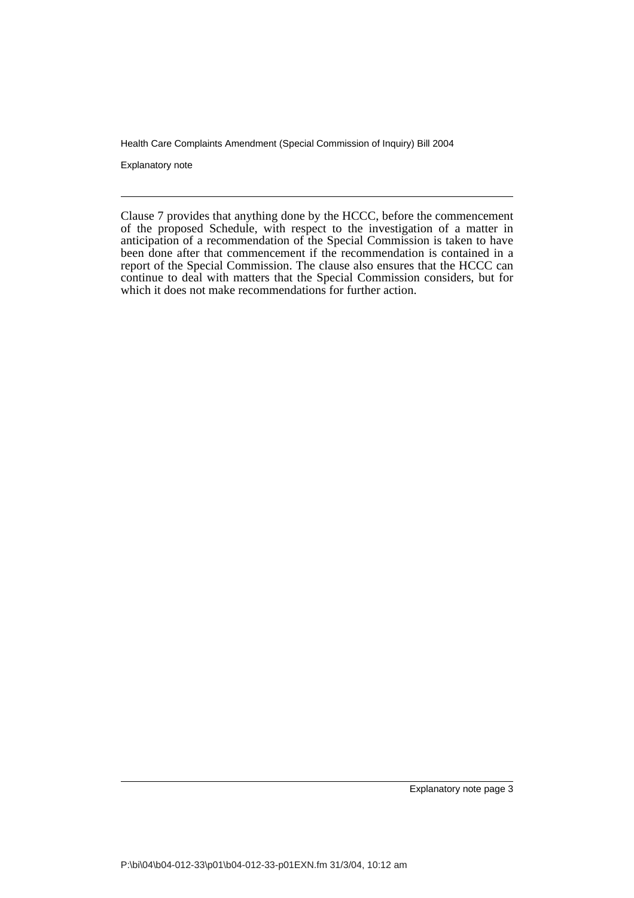Clause 7 provides that anything done by the HCCC, before the commencement of the proposed Schedule, with respect to the investigation of a matter in anticipation of a recommendation of the Special Commission is taken to have been done after that commencement if the recommendation is contained in a report of the Special Commission. The clause also ensures that the HCCC can continue to deal with matters that the Special Commission considers, but for which it does not make recommendations for further action.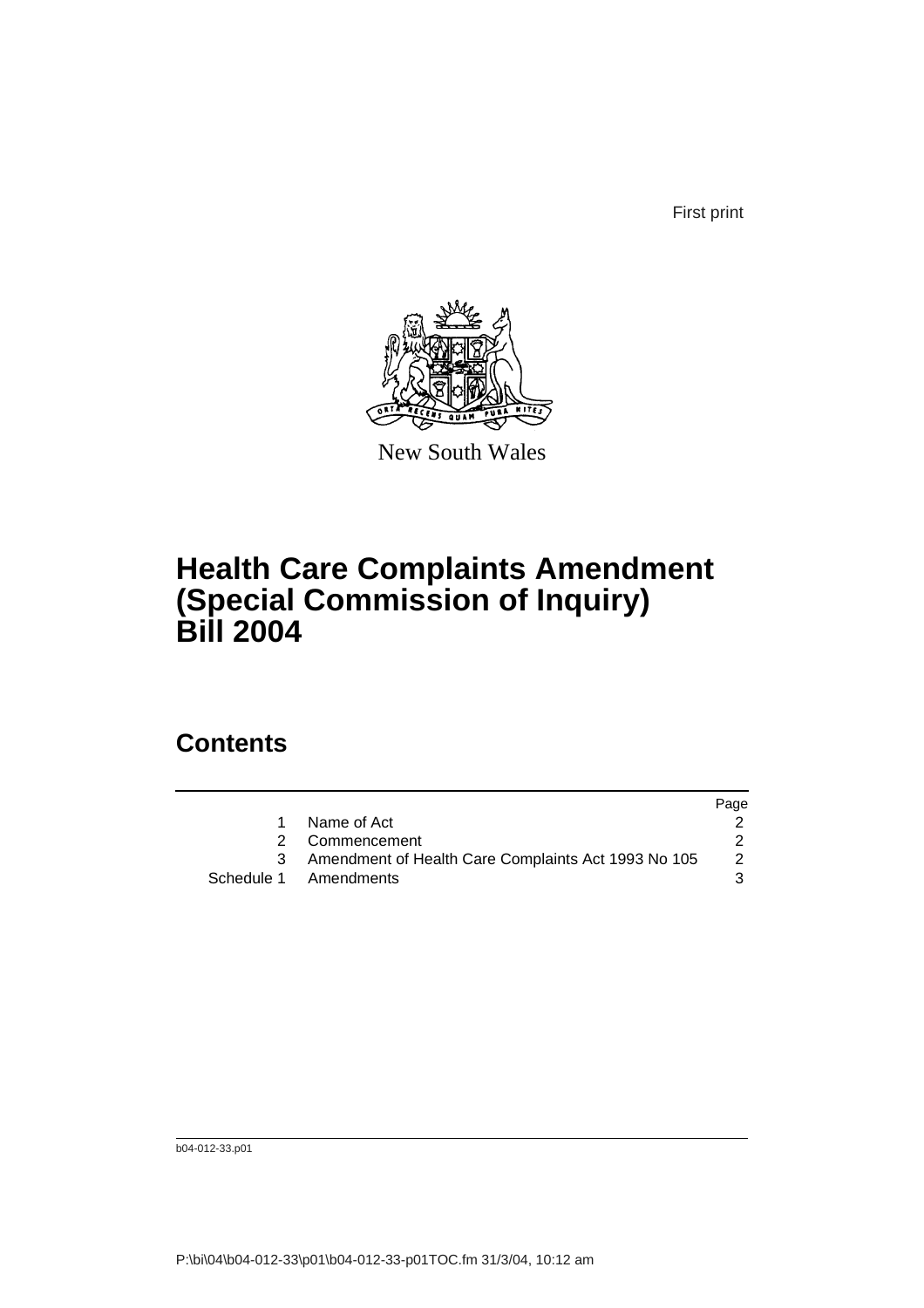First print

New South Wales

# Health Care Complaints Amendment (Special Commission of Inquiry) Bill 2004

## Contents

| | | Page |
|---|---|---|
| 1 | Name of Act | 2 |
| 2 | Commencement | 2 |
| 3 | Amendment of Health Care Complaints Act 1993 No 105 | 2 |
| Schedule 1 | Amendments | 3 |

b04-012-33.p01

P:\bi\04\b04-012-33\p01\b04-012-33-p01TOC.fm 31/3/04, 10:12 am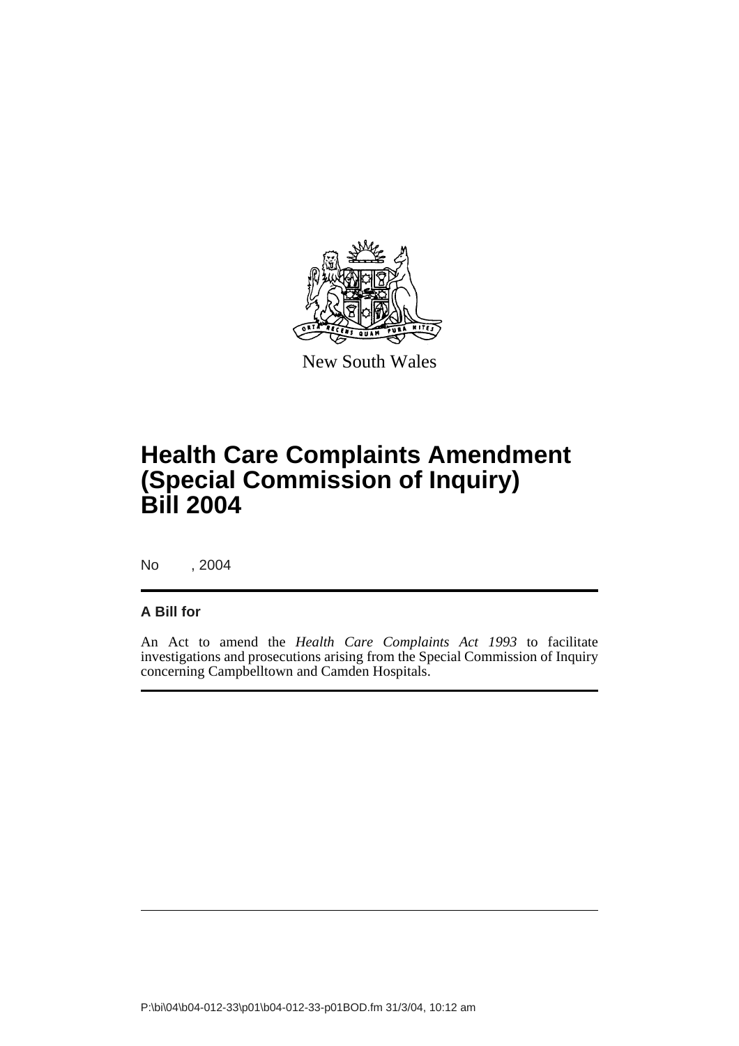New South Wales

# Health Care Complaints Amendment (Special Commission of Inquiry) Bill 2004

No , 2004

**A Bill for**

An Act to amend the *Health Care Complaints Act 1993* to facilitate investigations and prosecutions arising from the Special Commission of Inquiry concerning Campbelltown and Camden Hospitals.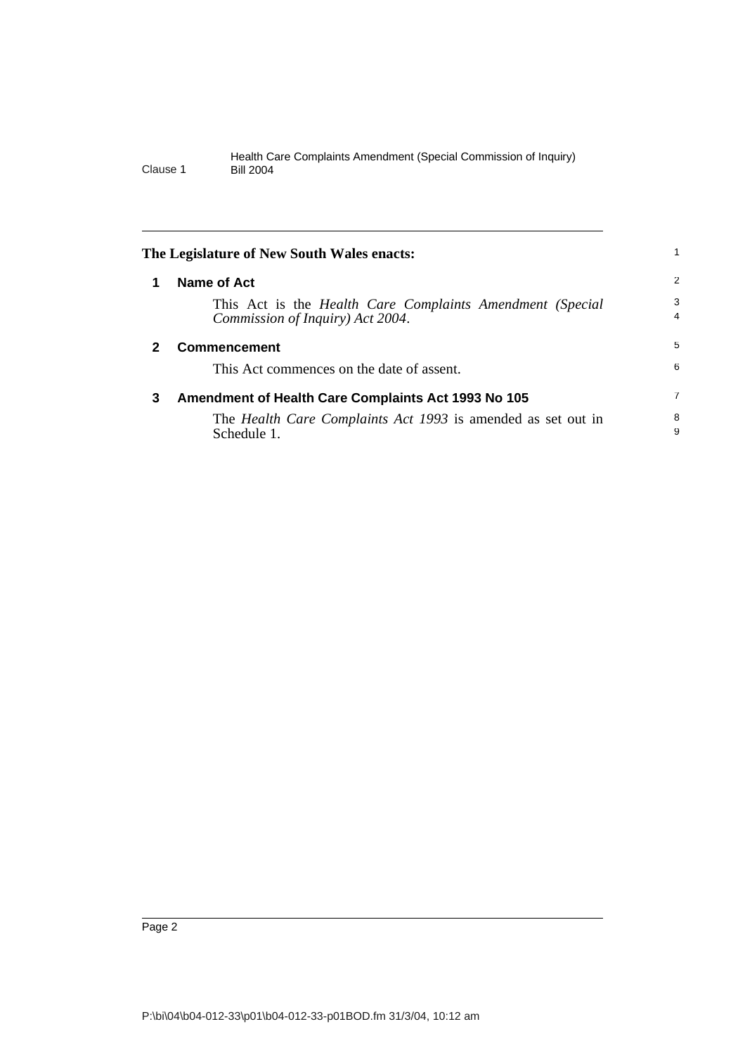**The Legislature of New South Wales enacts:**

## 1 Name of Act

This Act is the *Health Care Complaints Amendment (Special Commission of Inquiry) Act 2004*.

## 2 Commencement

This Act commences on the date of assent.

## 3 Amendment of Health Care Complaints Act 1993 No 105

The *Health Care Complaints Act 1993* is amended as set out in Schedule 1.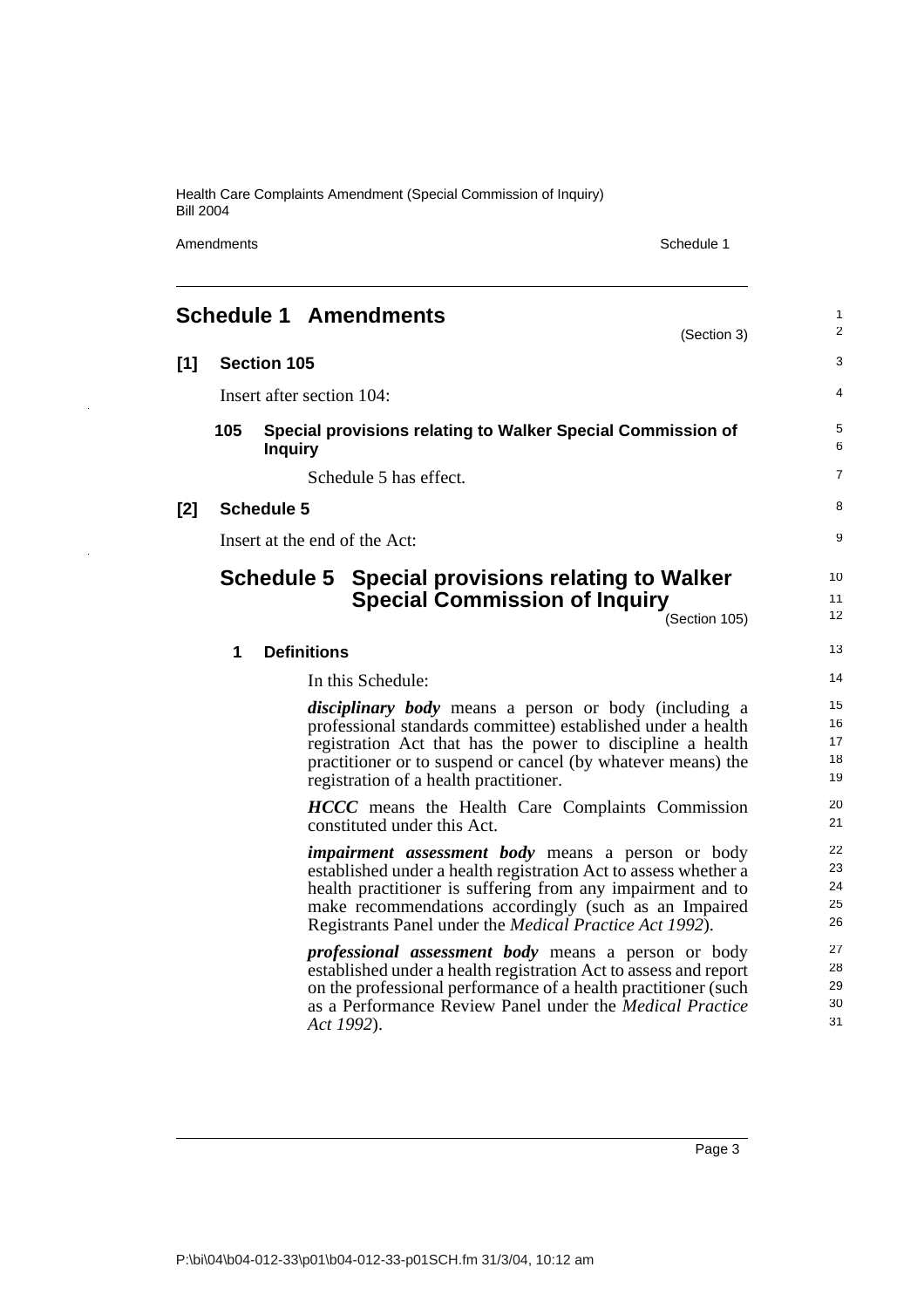## Schedule 1 Amendments

(Section 3)

**[1] Section 105**

Insert after section 104:

**105 Special provisions relating to Walker Special Commission of Inquiry**

Schedule 5 has effect.

**[2] Schedule 5**

Insert at the end of the Act:

## Schedule 5 Special provisions relating to Walker Special Commission of Inquiry

(Section 105)

**1 Definitions**

In this Schedule:

***disciplinary body*** means a person or body (including a professional standards committee) established under a health registration Act that has the power to discipline a health practitioner or to suspend or cancel (by whatever means) the registration of a health practitioner.

***HCCC*** means the Health Care Complaints Commission constituted under this Act.

***impairment assessment body*** means a person or body established under a health registration Act to assess whether a health practitioner is suffering from any impairment and to make recommendations accordingly (such as an Impaired Registrants Panel under the *Medical Practice Act 1992*).

***professional assessment body*** means a person or body established under a health registration Act to assess and report on the professional performance of a health practitioner (such as a Performance Review Panel under the *Medical Practice Act 1992*).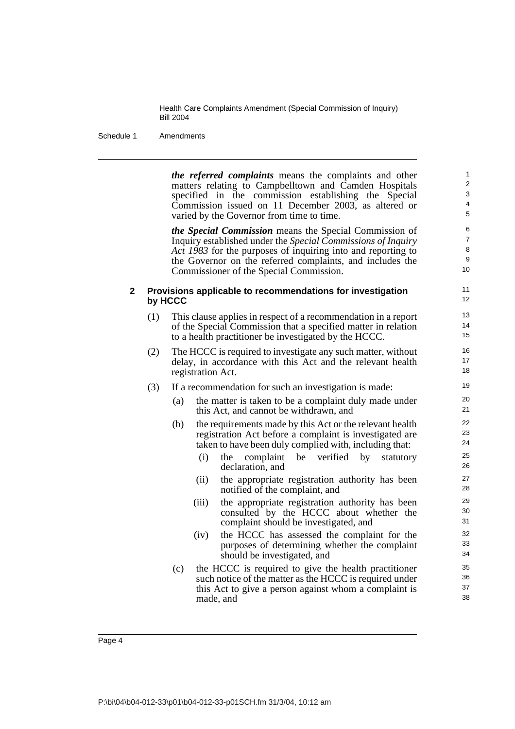***the referred complaints*** means the complaints and other matters relating to Campbelltown and Camden Hospitals specified in the commission establishing the Special Commission issued on 11 December 2003, as altered or varied by the Governor from time to time.

***the Special Commission*** means the Special Commission of Inquiry established under the *Special Commissions of Inquiry Act 1983* for the purposes of inquiring into and reporting to the Governor on the referred complaints, and includes the Commissioner of the Special Commission.

**2 Provisions applicable to recommendations for investigation by HCCC**

(1) This clause applies in respect of a recommendation in a report of the Special Commission that a specified matter in relation to a health practitioner be investigated by the HCCC.

(2) The HCCC is required to investigate any such matter, without delay, in accordance with this Act and the relevant health registration Act.

(3) If a recommendation for such an investigation is made:

- (a) the matter is taken to be a complaint duly made under this Act, and cannot be withdrawn, and
- (b) the requirements made by this Act or the relevant health registration Act before a complaint is investigated are taken to have been duly complied with, including that:
  - (i) the complaint be verified by statutory declaration, and
  - (ii) the appropriate registration authority has been notified of the complaint, and
  - (iii) the appropriate registration authority has been consulted by the HCCC about whether the complaint should be investigated, and
  - (iv) the HCCC has assessed the complaint for the purposes of determining whether the complaint should be investigated, and
- (c) the HCCC is required to give the health practitioner such notice of the matter as the HCCC is required under this Act to give a person against whom a complaint is made, and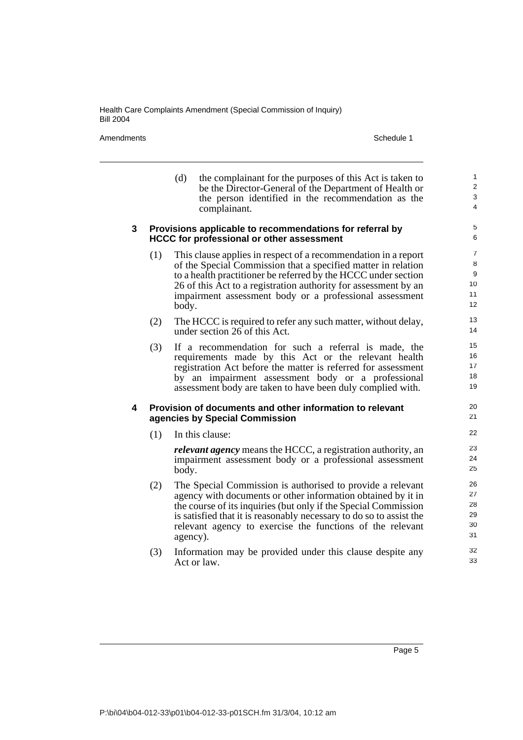(d) the complainant for the purposes of this Act is taken to be the Director-General of the Department of Health or the person identified in the recommendation as the complainant.

### 3 Provisions applicable to recommendations for referral by HCCC for professional or other assessment

(1) This clause applies in respect of a recommendation in a report of the Special Commission that a specified matter in relation to a health practitioner be referred by the HCCC under section 26 of this Act to a registration authority for assessment by an impairment assessment body or a professional assessment body.

(2) The HCCC is required to refer any such matter, without delay, under section 26 of this Act.

(3) If a recommendation for such a referral is made, the requirements made by this Act or the relevant health registration Act before the matter is referred for assessment by an impairment assessment body or a professional assessment body are taken to have been duly complied with.

### 4 Provision of documents and other information to relevant agencies by Special Commission

(1) In this clause:

***relevant agency*** means the HCCC, a registration authority, an impairment assessment body or a professional assessment body.

(2) The Special Commission is authorised to provide a relevant agency with documents or other information obtained by it in the course of its inquiries (but only if the Special Commission is satisfied that it is reasonably necessary to do so to assist the relevant agency to exercise the functions of the relevant agency).

(3) Information may be provided under this clause despite any Act or law.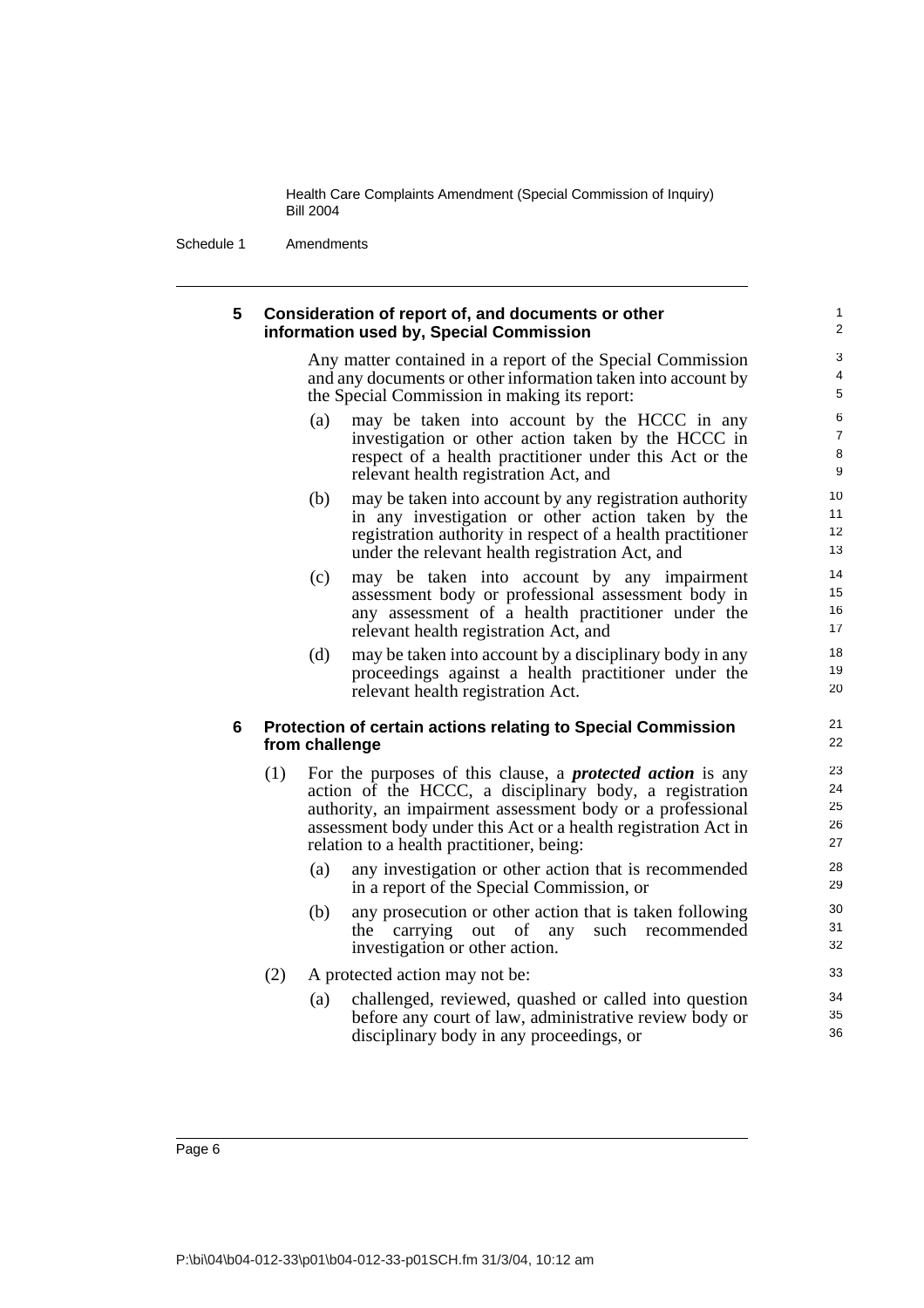### 5 Consideration of report of, and documents or other information used by, Special Commission

Any matter contained in a report of the Special Commission and any documents or other information taken into account by the Special Commission in making its report:

- (a) may be taken into account by the HCCC in any investigation or other action taken by the HCCC in respect of a health practitioner under this Act or the relevant health registration Act, and
- (b) may be taken into account by any registration authority in any investigation or other action taken by the registration authority in respect of a health practitioner under the relevant health registration Act, and
- (c) may be taken into account by any impairment assessment body or professional assessment body in any assessment of a health practitioner under the relevant health registration Act, and
- (d) may be taken into account by a disciplinary body in any proceedings against a health practitioner under the relevant health registration Act.

### 6 Protection of certain actions relating to Special Commission from challenge

(1) For the purposes of this clause, a ***protected action*** is any action of the HCCC, a disciplinary body, a registration authority, an impairment assessment body or a professional assessment body under this Act or a health registration Act in relation to a health practitioner, being:

- (a) any investigation or other action that is recommended in a report of the Special Commission, or
- (b) any prosecution or other action that is taken following the carrying out of any such recommended investigation or other action.

(2) A protected action may not be:

- (a) challenged, reviewed, quashed or called into question before any court of law, administrative review body or disciplinary body in any proceedings, or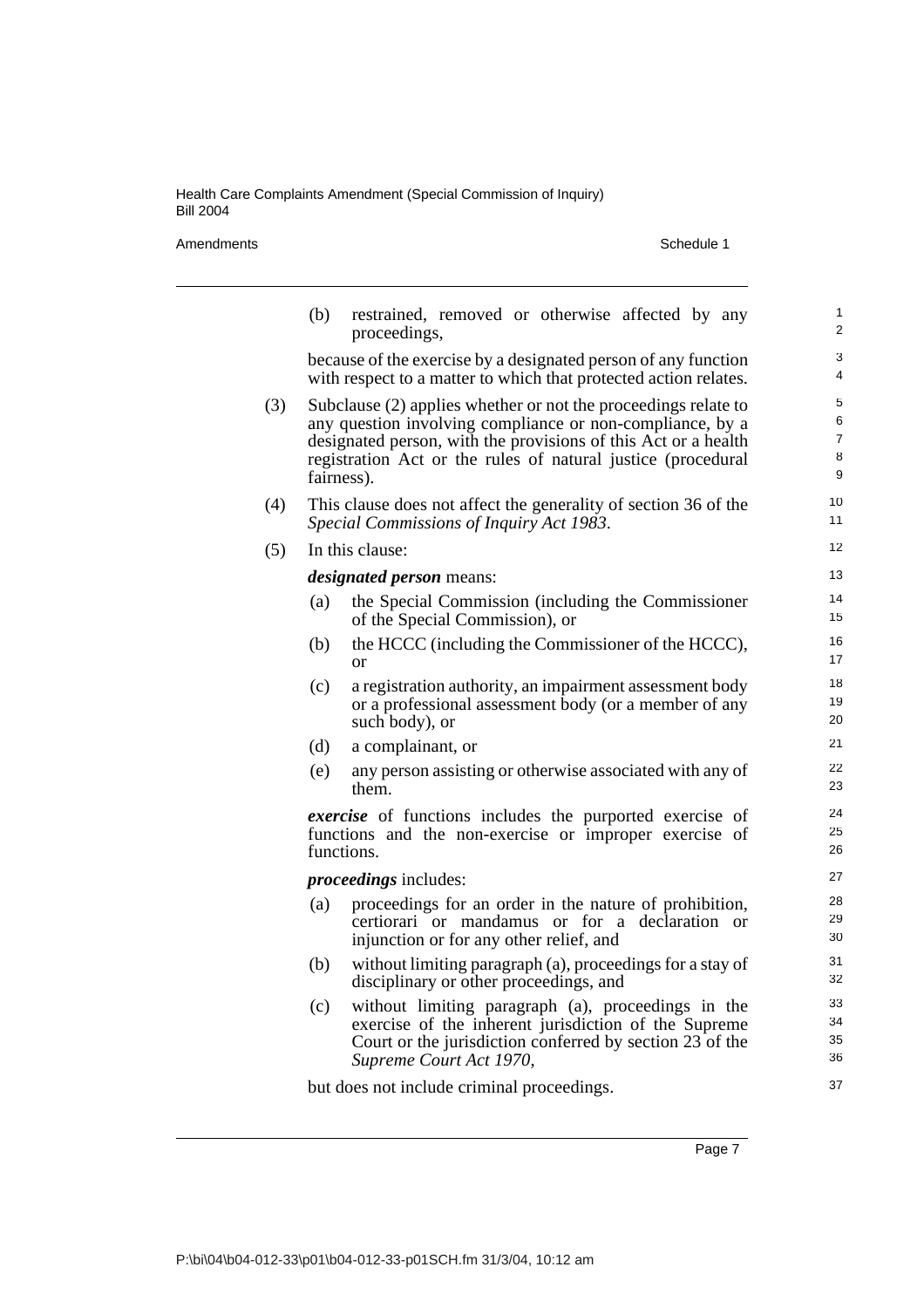(b) restrained, removed or otherwise affected by any proceedings,

because of the exercise by a designated person of any function with respect to a matter to which that protected action relates.

(3) Subclause (2) applies whether or not the proceedings relate to any question involving compliance or non-compliance, by a designated person, with the provisions of this Act or a health registration Act or the rules of natural justice (procedural fairness).

(4) This clause does not affect the generality of section 36 of the *Special Commissions of Inquiry Act 1983*.

(5) In this clause:

***designated person*** means:

(a) the Special Commission (including the Commissioner of the Special Commission), or

(b) the HCCC (including the Commissioner of the HCCC), or

(c) a registration authority, an impairment assessment body or a professional assessment body (or a member of any such body), or

(d) a complainant, or

(e) any person assisting or otherwise associated with any of them.

***exercise*** of functions includes the purported exercise of functions and the non-exercise or improper exercise of functions.

***proceedings*** includes:

(a) proceedings for an order in the nature of prohibition, certiorari or mandamus or for a declaration or injunction or for any other relief, and

(b) without limiting paragraph (a), proceedings for a stay of disciplinary or other proceedings, and

(c) without limiting paragraph (a), proceedings in the exercise of the inherent jurisdiction of the Supreme Court or the jurisdiction conferred by section 23 of the *Supreme Court Act 1970*,

but does not include criminal proceedings.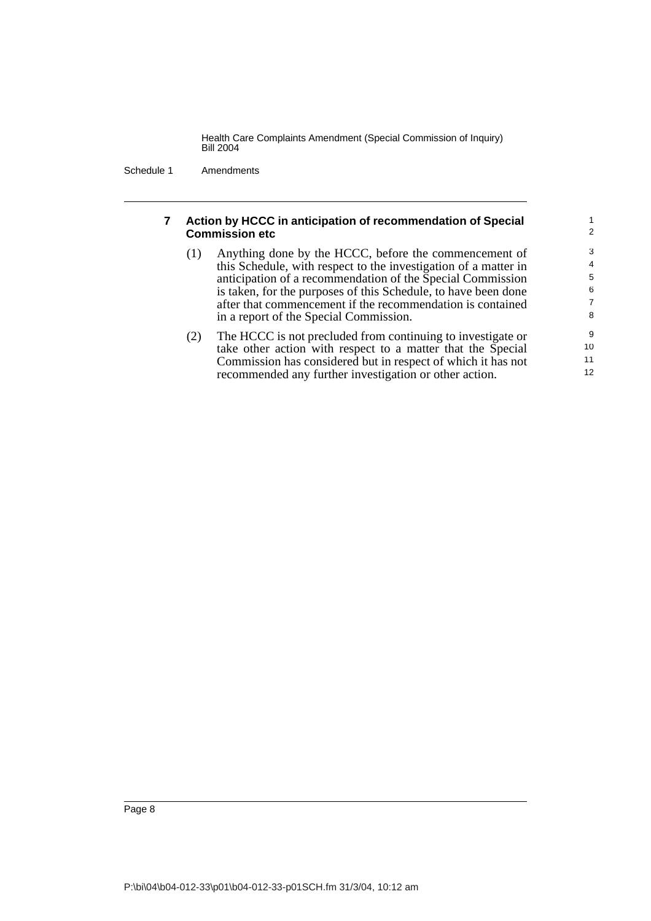### 7 Action by HCCC in anticipation of recommendation of Special Commission etc

(1) Anything done by the HCCC, before the commencement of this Schedule, with respect to the investigation of a matter in anticipation of a recommendation of the Special Commission is taken, for the purposes of this Schedule, to have been done after that commencement if the recommendation is contained in a report of the Special Commission.

(2) The HCCC is not precluded from continuing to investigate or take other action with respect to a matter that the Special Commission has considered but in respect of which it has not recommended any further investigation or other action.